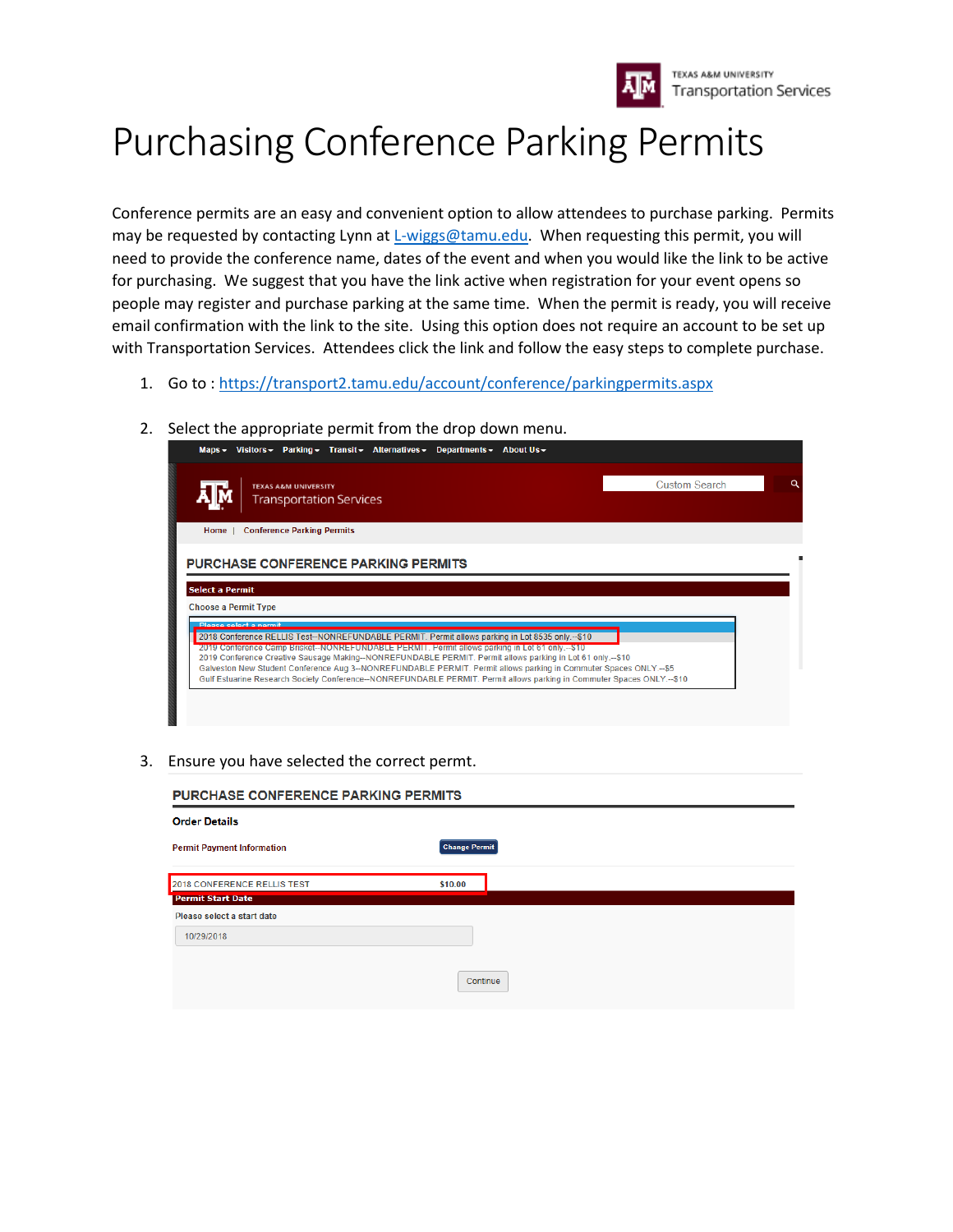# Purchasing Conference Parking Permits

Conference permits are an easy and convenient option to allow attendees to purchase parking. Permits may be requested by contacting Lynn at [L-wiggs@tamu.edu](mailto:L-wiggs@tamu.edu). When requesting this permit, you will need to provide the conference name, dates of the event and when you would like the link to be active for purchasing. We suggest that you have the link active when registration for your event opens so people may register and purchase parking at the same time. When the permit is ready, you will receive email confirmation with the link to the site. Using this option does not require an account to be set up with Transportation Services. Attendees click the link and follow the easy steps to complete purchase.

1. Go to : https://transport2.tamu.edu/account/conference/parkingpermits.aspx

2. Select the appropriate permit from the drop down menu.

3. Ensure you have selected the correct permt.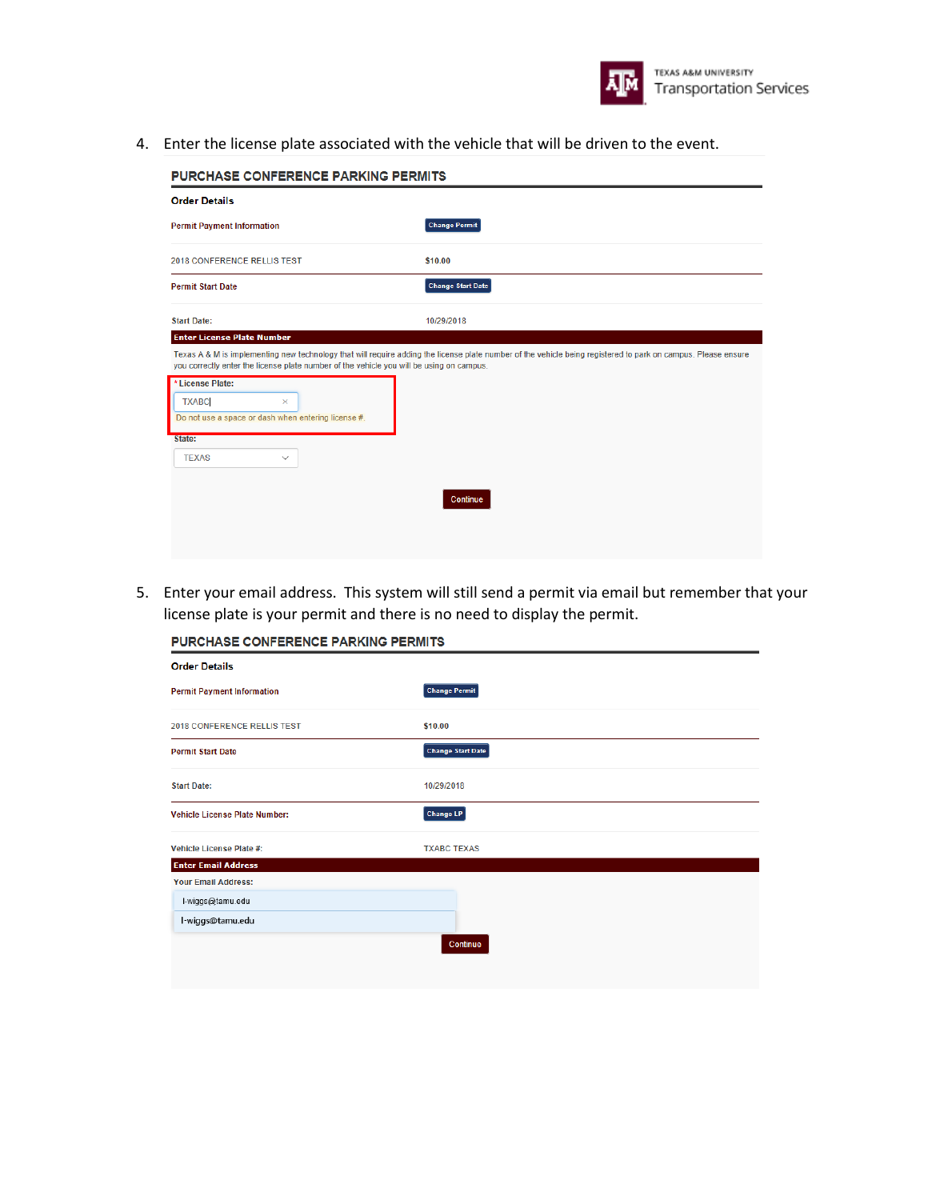4. Enter the license plate associated with the vehicle that will be driven to the event.

**PURCHASE CONFERENCE PARKING PERMITS**

**Order Details**

| | |
|---|---|
| Permit Payment Information | Change Permit |
| 2018 CONFERENCE RELLIS TEST | $10.00 |
| Permit Start Date | Change Start Date |
| Start Date: | 10/29/2018 |

**Enter License Plate Number**

Texas A & M is implementing new technology that will require adding the license plate number of the vehicle being registered to park on campus. Please ensure you correctly enter the license plate number of the vehicle you will be using on campus.

\* License Plate: TXABC

Do not use a space or dash when entering license #.

State: TEXAS

Continue

5. Enter your email address. This system will still send a permit via email but remember that your license plate is your permit and there is no need to display the permit.

**PURCHASE CONFERENCE PARKING PERMITS**

**Order Details**

| | |
|---|---|
| Permit Payment Information | Change Permit |
| 2018 CONFERENCE RELLIS TEST | $10.00 |
| Permit Start Date | Change Start Date |
| Start Date: | 10/29/2018 |
| Vehicle License Plate Number: | Change LP |
| Vehicle License Plate #: | TXABC TEXAS |

**Enter Email Address**

Your Email Address:

l-wiggs@tamu.edu

l-wiggs@tamu.edu

Continue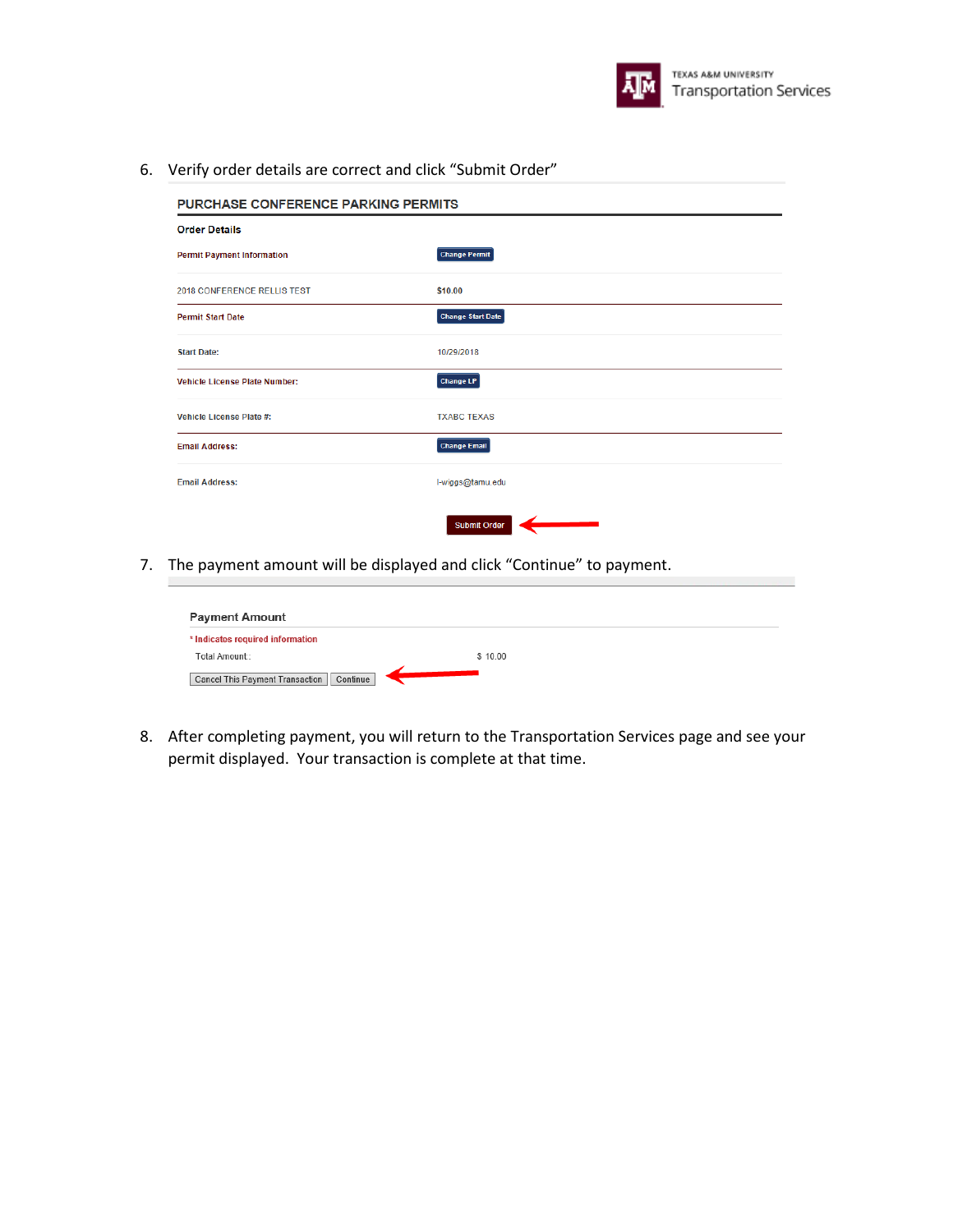6. Verify order details are correct and click "Submit Order"

**PURCHASE CONFERENCE PARKING PERMITS**

**Order Details**

| | |
|---|---|
| Permit Payment Information | Change Permit |
| 2018 CONFERENCE RELLIS TEST | $10.00 |
| Permit Start Date | Change Start Date |
| Start Date: | 10/29/2018 |
| Vehicle License Plate Number: | Change LP |
| Vehicle License Plate #: | TXABC TEXAS |
| Email Address: | Change Email |
| Email Address: | l-wiggs@tamu.edu |

Submit Order

7. The payment amount will be displayed and click "Continue" to payment.

**Payment Amount**

\* Indicates required information

Total Amount: $ 10.00

Cancel This Payment Transaction | Continue

8. After completing payment, you will return to the Transportation Services page and see your permit displayed. Your transaction is complete at that time.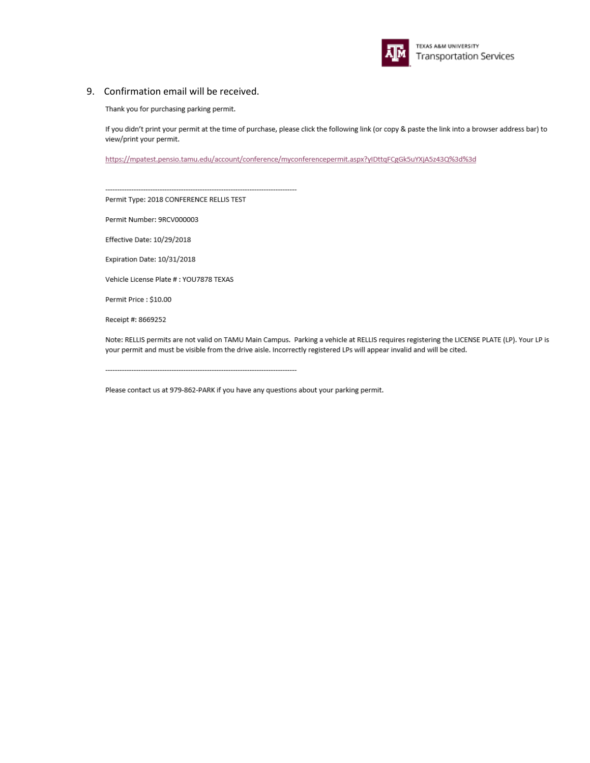9. Confirmation email will be received.

Thank you for purchasing parking permit.

If you didn't print your permit at the time of purchase, please click the following link (or copy & paste the link into a browser address bar) to view/print your permit.

https://mpatest.pensio.tamu.edu/account/conference/myconferencepermit.aspx?yIDttqFCgGk5uYXjA5z43Q%3d%3d

--------------------------------------------------------------------------------

Permit Type: 2018 CONFERENCE RELLIS TEST

Permit Number: 9RCV000003

Effective Date: 10/29/2018

Expiration Date: 10/31/2018

Vehicle License Plate # : YOU7878 TEXAS

Permit Price : $10.00

Receipt #: 8669252

Note: RELLIS permits are not valid on TAMU Main Campus. Parking a vehicle at RELLIS requires registering the LICENSE PLATE (LP). Your LP is your permit and must be visible from the drive aisle. Incorrectly registered LPs will appear invalid and will be cited.

--------------------------------------------------------------------------------

Please contact us at 979-862-PARK if you have any questions about your parking permit.